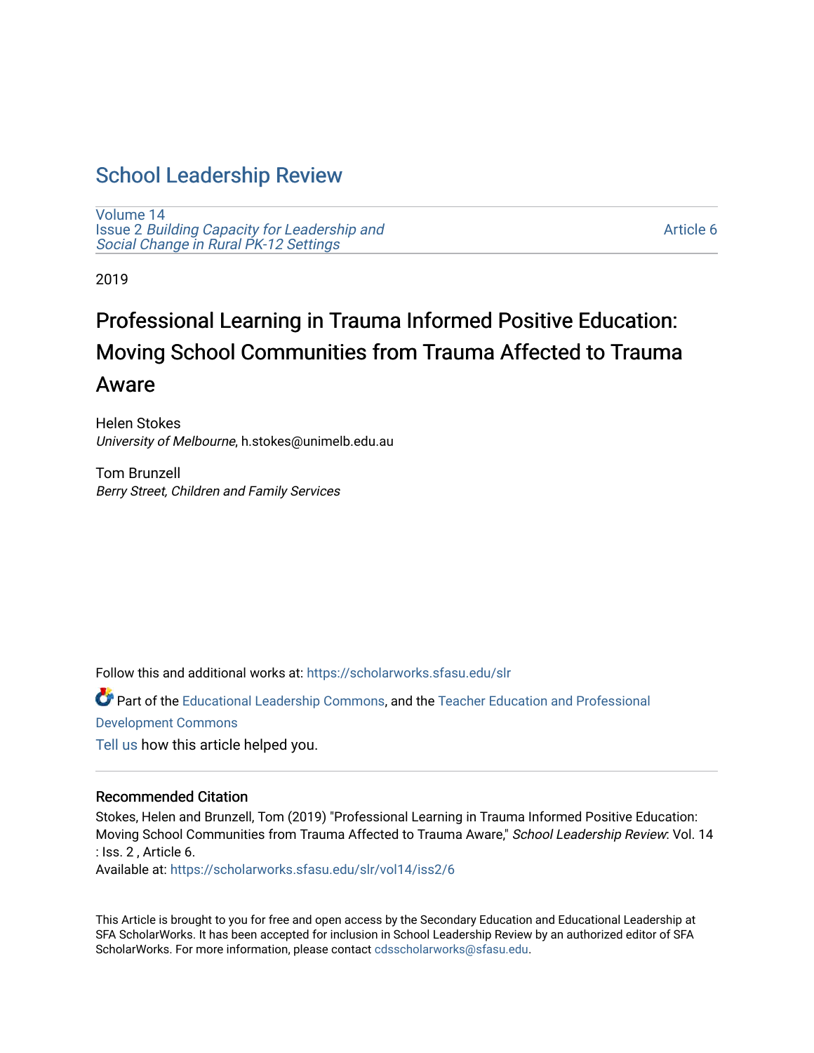# School Leadership Review

Volume 14
Issue 2 *Building Capacity for Leadership and Social Change in Rural PK-12 Settings*

Article 6

2019

## Professional Learning in Trauma Informed Positive Education: Moving School Communities from Trauma Affected to Trauma Aware

Helen Stokes
*University of Melbourne*, h.stokes@unimelb.edu.au

Tom Brunzell
*Berry Street, Children and Family Services*

Follow this and additional works at: https://scholarworks.sfasu.edu/slr

Part of the Educational Leadership Commons, and the Teacher Education and Professional Development Commons

Tell us how this article helped you.

### Recommended Citation

Stokes, Helen and Brunzell, Tom (2019) "Professional Learning in Trauma Informed Positive Education: Moving School Communities from Trauma Affected to Trauma Aware," *School Leadership Review*: Vol. 14 : Iss. 2 , Article 6.
Available at: https://scholarworks.sfasu.edu/slr/vol14/iss2/6

This Article is brought to you for free and open access by the Secondary Education and Educational Leadership at SFA ScholarWorks. It has been accepted for inclusion in School Leadership Review by an authorized editor of SFA ScholarWorks. For more information, please contact cdsscholarworks@sfasu.edu.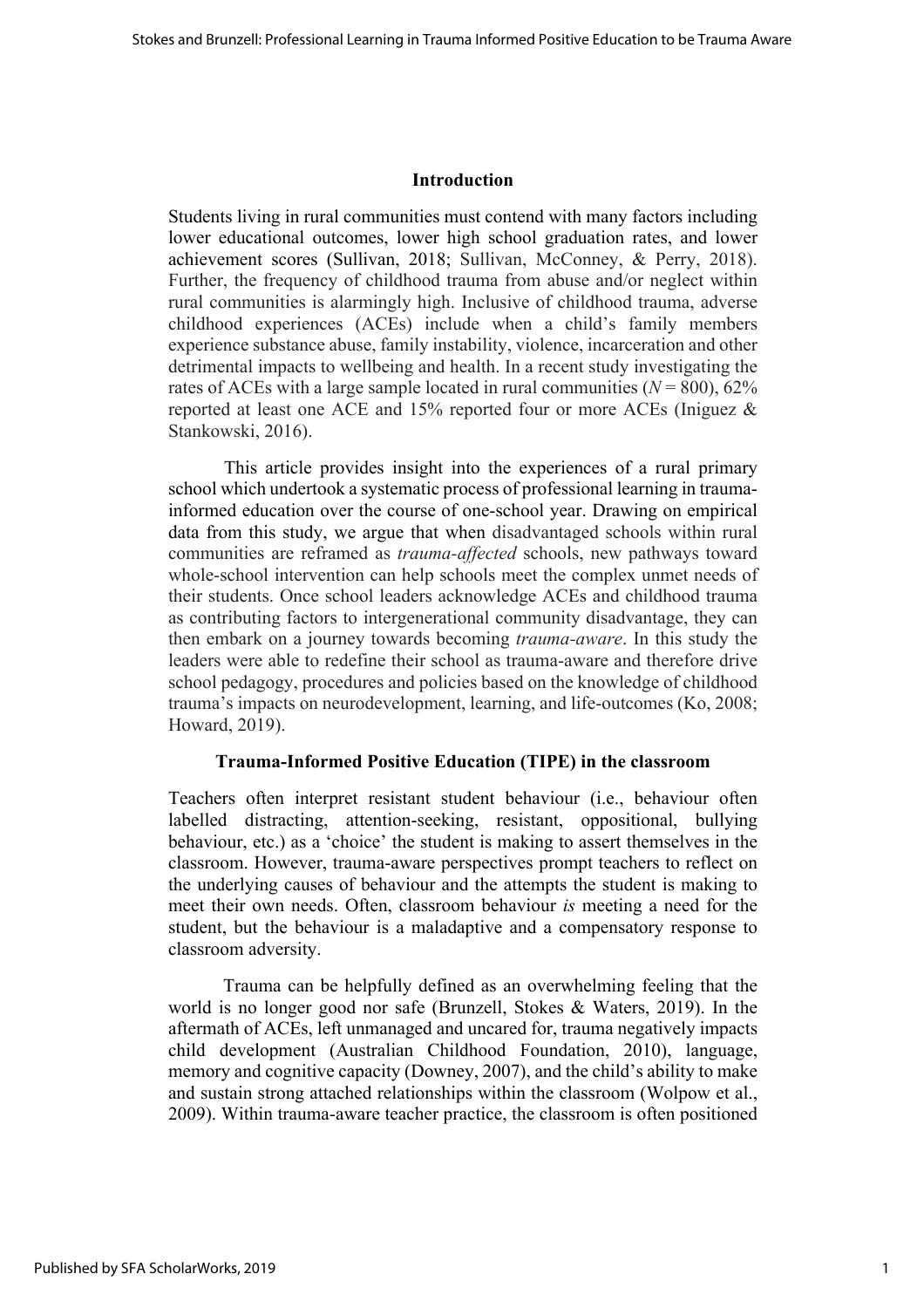## Introduction

Students living in rural communities must contend with many factors including lower educational outcomes, lower high school graduation rates, and lower achievement scores (Sullivan, 2018; Sullivan, McConney, & Perry, 2018). Further, the frequency of childhood trauma from abuse and/or neglect within rural communities is alarmingly high. Inclusive of childhood trauma, adverse childhood experiences (ACEs) include when a child's family members experience substance abuse, family instability, violence, incarceration and other detrimental impacts to wellbeing and health. In a recent study investigating the rates of ACEs with a large sample located in rural communities ($N$ = 800), 62% reported at least one ACE and 15% reported four or more ACEs (Iniguez & Stankowski, 2016).

This article provides insight into the experiences of a rural primary school which undertook a systematic process of professional learning in trauma-informed education over the course of one-school year. Drawing on empirical data from this study, we argue that when disadvantaged schools within rural communities are reframed as *trauma-affected* schools, new pathways toward whole-school intervention can help schools meet the complex unmet needs of their students. Once school leaders acknowledge ACEs and childhood trauma as contributing factors to intergenerational community disadvantage, they can then embark on a journey towards becoming *trauma-aware*. In this study the leaders were able to redefine their school as trauma-aware and therefore drive school pedagogy, procedures and policies based on the knowledge of childhood trauma's impacts on neurodevelopment, learning, and life-outcomes (Ko, 2008; Howard, 2019).

## Trauma-Informed Positive Education (TIPE) in the classroom

Teachers often interpret resistant student behaviour (i.e., behaviour often labelled distracting, attention-seeking, resistant, oppositional, bullying behaviour, etc.) as a 'choice' the student is making to assert themselves in the classroom. However, trauma-aware perspectives prompt teachers to reflect on the underlying causes of behaviour and the attempts the student is making to meet their own needs. Often, classroom behaviour *is* meeting a need for the student, but the behaviour is a maladaptive and a compensatory response to classroom adversity.

Trauma can be helpfully defined as an overwhelming feeling that the world is no longer good nor safe (Brunzell, Stokes & Waters, 2019). In the aftermath of ACEs, left unmanaged and uncared for, trauma negatively impacts child development (Australian Childhood Foundation, 2010), language, memory and cognitive capacity (Downey, 2007), and the child's ability to make and sustain strong attached relationships within the classroom (Wolpow et al., 2009). Within trauma-aware teacher practice, the classroom is often positioned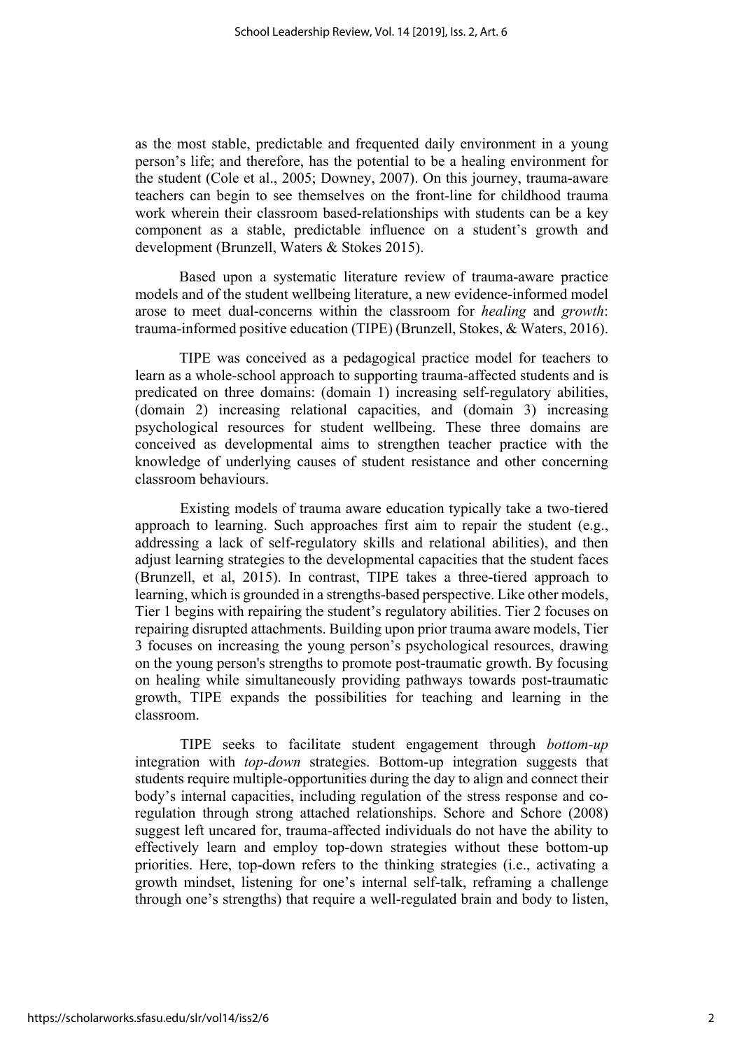as the most stable, predictable and frequented daily environment in a young person's life; and therefore, has the potential to be a healing environment for the student (Cole et al., 2005; Downey, 2007). On this journey, trauma-aware teachers can begin to see themselves on the front-line for childhood trauma work wherein their classroom based-relationships with students can be a key component as a stable, predictable influence on a student's growth and development (Brunzell, Waters & Stokes 2015).

Based upon a systematic literature review of trauma-aware practice models and of the student wellbeing literature, a new evidence-informed model arose to meet dual-concerns within the classroom for *healing* and *growth*: trauma-informed positive education (TIPE) (Brunzell, Stokes, & Waters, 2016).

TIPE was conceived as a pedagogical practice model for teachers to learn as a whole-school approach to supporting trauma-affected students and is predicated on three domains: (domain 1) increasing self-regulatory abilities, (domain 2) increasing relational capacities, and (domain 3) increasing psychological resources for student wellbeing. These three domains are conceived as developmental aims to strengthen teacher practice with the knowledge of underlying causes of student resistance and other concerning classroom behaviours.

Existing models of trauma aware education typically take a two-tiered approach to learning. Such approaches first aim to repair the student (e.g., addressing a lack of self-regulatory skills and relational abilities), and then adjust learning strategies to the developmental capacities that the student faces (Brunzell, et al, 2015). In contrast, TIPE takes a three-tiered approach to learning, which is grounded in a strengths-based perspective. Like other models, Tier 1 begins with repairing the student's regulatory abilities. Tier 2 focuses on repairing disrupted attachments. Building upon prior trauma aware models, Tier 3 focuses on increasing the young person's psychological resources, drawing on the young person's strengths to promote post-traumatic growth. By focusing on healing while simultaneously providing pathways towards post-traumatic growth, TIPE expands the possibilities for teaching and learning in the classroom.

TIPE seeks to facilitate student engagement through *bottom-up* integration with *top-down* strategies. Bottom-up integration suggests that students require multiple-opportunities during the day to align and connect their body's internal capacities, including regulation of the stress response and co-regulation through strong attached relationships. Schore and Schore (2008) suggest left uncared for, trauma-affected individuals do not have the ability to effectively learn and employ top-down strategies without these bottom-up priorities. Here, top-down refers to the thinking strategies (i.e., activating a growth mindset, listening for one's internal self-talk, reframing a challenge through one's strengths) that require a well-regulated brain and body to listen,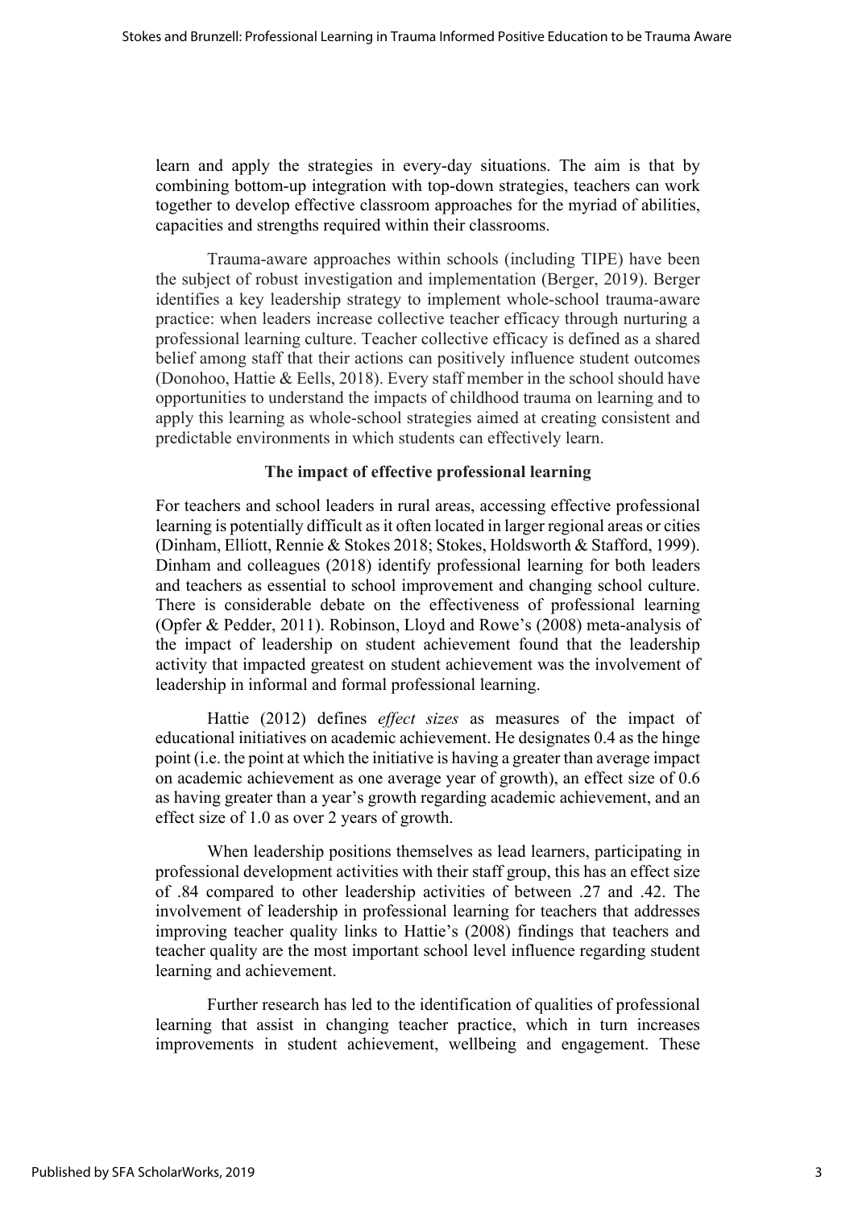learn and apply the strategies in every-day situations. The aim is that by combining bottom-up integration with top-down strategies, teachers can work together to develop effective classroom approaches for the myriad of abilities, capacities and strengths required within their classrooms.

Trauma-aware approaches within schools (including TIPE) have been the subject of robust investigation and implementation (Berger, 2019). Berger identifies a key leadership strategy to implement whole-school trauma-aware practice: when leaders increase collective teacher efficacy through nurturing a professional learning culture. Teacher collective efficacy is defined as a shared belief among staff that their actions can positively influence student outcomes (Donohoo, Hattie & Eells, 2018). Every staff member in the school should have opportunities to understand the impacts of childhood trauma on learning and to apply this learning as whole-school strategies aimed at creating consistent and predictable environments in which students can effectively learn.

**The impact of effective professional learning**

For teachers and school leaders in rural areas, accessing effective professional learning is potentially difficult as it often located in larger regional areas or cities (Dinham, Elliott, Rennie & Stokes 2018; Stokes, Holdsworth & Stafford, 1999). Dinham and colleagues (2018) identify professional learning for both leaders and teachers as essential to school improvement and changing school culture. There is considerable debate on the effectiveness of professional learning (Opfer & Pedder, 2011). Robinson, Lloyd and Rowe's (2008) meta-analysis of the impact of leadership on student achievement found that the leadership activity that impacted greatest on student achievement was the involvement of leadership in informal and formal professional learning.

Hattie (2012) defines *effect sizes* as measures of the impact of educational initiatives on academic achievement. He designates 0.4 as the hinge point (i.e. the point at which the initiative is having a greater than average impact on academic achievement as one average year of growth), an effect size of 0.6 as having greater than a year's growth regarding academic achievement, and an effect size of 1.0 as over 2 years of growth.

When leadership positions themselves as lead learners, participating in professional development activities with their staff group, this has an effect size of .84 compared to other leadership activities of between .27 and .42. The involvement of leadership in professional learning for teachers that addresses improving teacher quality links to Hattie's (2008) findings that teachers and teacher quality are the most important school level influence regarding student learning and achievement.

Further research has led to the identification of qualities of professional learning that assist in changing teacher practice, which in turn increases improvements in student achievement, wellbeing and engagement. These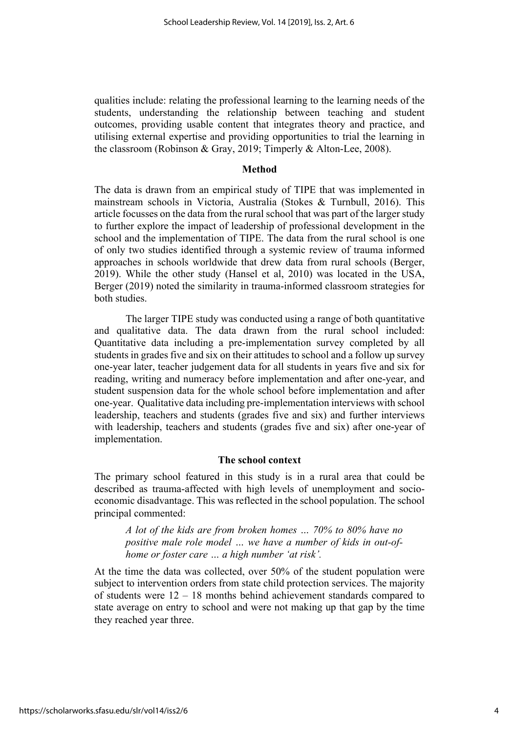qualities include: relating the professional learning to the learning needs of the students, understanding the relationship between teaching and student outcomes, providing usable content that integrates theory and practice, and utilising external expertise and providing opportunities to trial the learning in the classroom (Robinson & Gray, 2019; Timperly & Alton-Lee, 2008).

## Method

The data is drawn from an empirical study of TIPE that was implemented in mainstream schools in Victoria, Australia (Stokes & Turnbull, 2016). This article focusses on the data from the rural school that was part of the larger study to further explore the impact of leadership of professional development in the school and the implementation of TIPE. The data from the rural school is one of only two studies identified through a systemic review of trauma informed approaches in schools worldwide that drew data from rural schools (Berger, 2019). While the other study (Hansel et al, 2010) was located in the USA, Berger (2019) noted the similarity in trauma-informed classroom strategies for both studies.

The larger TIPE study was conducted using a range of both quantitative and qualitative data. The data drawn from the rural school included: Quantitative data including a pre-implementation survey completed by all students in grades five and six on their attitudes to school and a follow up survey one-year later, teacher judgement data for all students in years five and six for reading, writing and numeracy before implementation and after one-year, and student suspension data for the whole school before implementation and after one-year. Qualitative data including pre-implementation interviews with school leadership, teachers and students (grades five and six) and further interviews with leadership, teachers and students (grades five and six) after one-year of implementation.

## The school context

The primary school featured in this study is in a rural area that could be described as trauma-affected with high levels of unemployment and socio-economic disadvantage. This was reflected in the school population. The school principal commented:

> *A lot of the kids are from broken homes … 70% to 80% have no positive male role model … we have a number of kids in out-of-home or foster care … a high number 'at risk'.*

At the time the data was collected, over 50% of the student population were subject to intervention orders from state child protection services. The majority of students were 12 – 18 months behind achievement standards compared to state average on entry to school and were not making up that gap by the time they reached year three.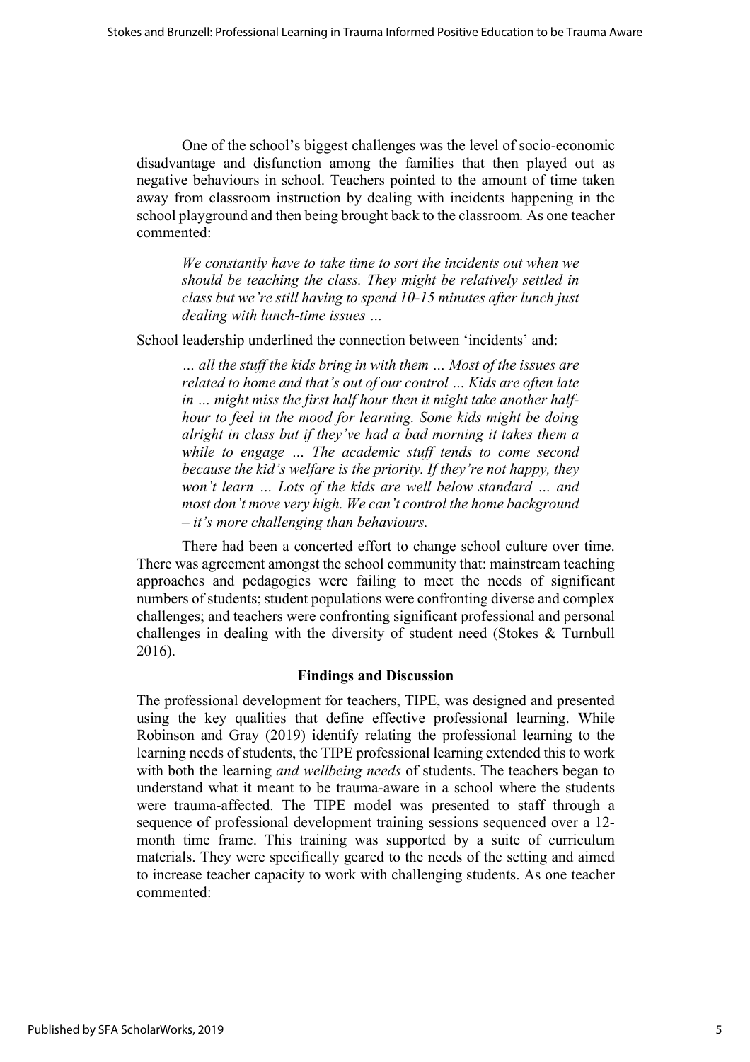One of the school's biggest challenges was the level of socio-economic disadvantage and disfunction among the families that then played out as negative behaviours in school. Teachers pointed to the amount of time taken away from classroom instruction by dealing with incidents happening in the school playground and then being brought back to the classroom. As one teacher commented:

> *We constantly have to take time to sort the incidents out when we should be teaching the class. They might be relatively settled in class but we're still having to spend 10-15 minutes after lunch just dealing with lunch-time issues …*

School leadership underlined the connection between 'incidents' and:

> *… all the stuff the kids bring in with them … Most of the issues are related to home and that's out of our control … Kids are often late in … might miss the first half hour then it might take another half-hour to feel in the mood for learning. Some kids might be doing alright in class but if they've had a bad morning it takes them a while to engage … The academic stuff tends to come second because the kid's welfare is the priority. If they're not happy, they won't learn … Lots of the kids are well below standard … and most don't move very high. We can't control the home background – it's more challenging than behaviours.*

There had been a concerted effort to change school culture over time. There was agreement amongst the school community that: mainstream teaching approaches and pedagogies were failing to meet the needs of significant numbers of students; student populations were confronting diverse and complex challenges; and teachers were confronting significant professional and personal challenges in dealing with the diversity of student need (Stokes & Turnbull 2016).

## Findings and Discussion

The professional development for teachers, TIPE, was designed and presented using the key qualities that define effective professional learning. While Robinson and Gray (2019) identify relating the professional learning to the learning needs of students, the TIPE professional learning extended this to work with both the learning *and wellbeing needs* of students. The teachers began to understand what it meant to be trauma-aware in a school where the students were trauma-affected. The TIPE model was presented to staff through a sequence of professional development training sessions sequenced over a 12-month time frame. This training was supported by a suite of curriculum materials. They were specifically geared to the needs of the setting and aimed to increase teacher capacity to work with challenging students. As one teacher commented: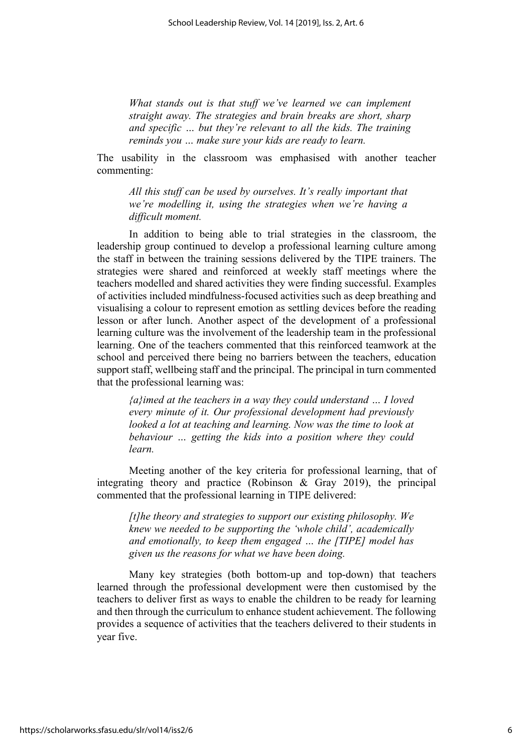> *What stands out is that stuff we've learned we can implement straight away. The strategies and brain breaks are short, sharp and specific … but they're relevant to all the kids. The training reminds you … make sure your kids are ready to learn.*

The usability in the classroom was emphasised with another teacher commenting:

> *All this stuff can be used by ourselves. It's really important that we're modelling it, using the strategies when we're having a difficult moment.*

In addition to being able to trial strategies in the classroom, the leadership group continued to develop a professional learning culture among the staff in between the training sessions delivered by the TIPE trainers. The strategies were shared and reinforced at weekly staff meetings where the teachers modelled and shared activities they were finding successful. Examples of activities included mindfulness-focused activities such as deep breathing and visualising a colour to represent emotion as settling devices before the reading lesson or after lunch. Another aspect of the development of a professional learning culture was the involvement of the leadership team in the professional learning. One of the teachers commented that this reinforced teamwork at the school and perceived there being no barriers between the teachers, education support staff, wellbeing staff and the principal. The principal in turn commented that the professional learning was:

> *{a}imed at the teachers in a way they could understand … I loved every minute of it. Our professional development had previously looked a lot at teaching and learning. Now was the time to look at behaviour … getting the kids into a position where they could learn.*

Meeting another of the key criteria for professional learning, that of integrating theory and practice (Robinson & Gray 2019), the principal commented that the professional learning in TIPE delivered:

> *[t]he theory and strategies to support our existing philosophy. We knew we needed to be supporting the 'whole child', academically and emotionally, to keep them engaged … the [TIPE] model has given us the reasons for what we have been doing.*

Many key strategies (both bottom-up and top-down) that teachers learned through the professional development were then customised by the teachers to deliver first as ways to enable the children to be ready for learning and then through the curriculum to enhance student achievement. The following provides a sequence of activities that the teachers delivered to their students in year five.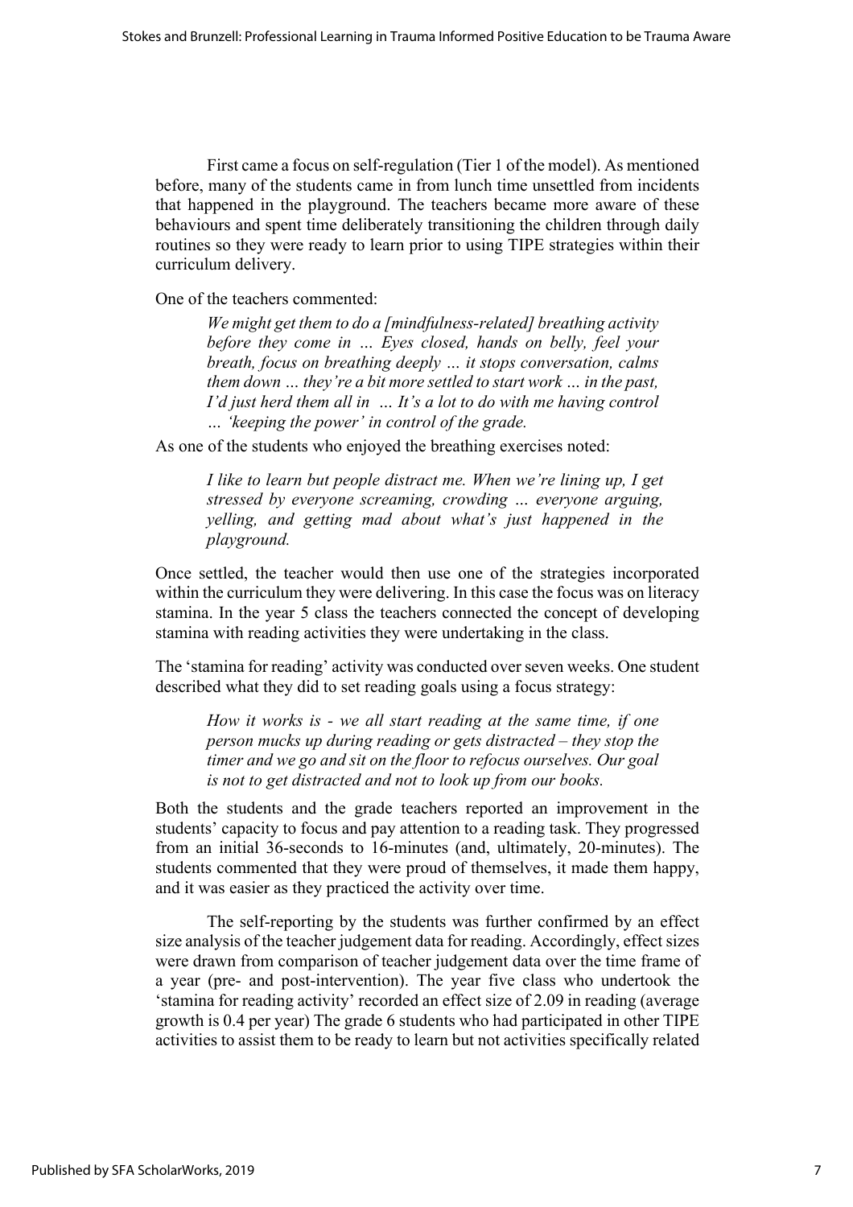First came a focus on self-regulation (Tier 1 of the model). As mentioned before, many of the students came in from lunch time unsettled from incidents that happened in the playground. The teachers became more aware of these behaviours and spent time deliberately transitioning the children through daily routines so they were ready to learn prior to using TIPE strategies within their curriculum delivery.

One of the teachers commented:

> *We might get them to do a [mindfulness-related] breathing activity before they come in … Eyes closed, hands on belly, feel your breath, focus on breathing deeply … it stops conversation, calms them down … they're a bit more settled to start work … in the past, I'd just herd them all in … It's a lot to do with me having control … 'keeping the power' in control of the grade.*

As one of the students who enjoyed the breathing exercises noted:

> *I like to learn but people distract me. When we're lining up, I get stressed by everyone screaming, crowding … everyone arguing, yelling, and getting mad about what's just happened in the playground.*

Once settled, the teacher would then use one of the strategies incorporated within the curriculum they were delivering. In this case the focus was on literacy stamina. In the year 5 class the teachers connected the concept of developing stamina with reading activities they were undertaking in the class.

The 'stamina for reading' activity was conducted over seven weeks. One student described what they did to set reading goals using a focus strategy:

> *How it works is - we all start reading at the same time, if one person mucks up during reading or gets distracted – they stop the timer and we go and sit on the floor to refocus ourselves. Our goal is not to get distracted and not to look up from our books.*

Both the students and the grade teachers reported an improvement in the students' capacity to focus and pay attention to a reading task. They progressed from an initial 36-seconds to 16-minutes (and, ultimately, 20-minutes). The students commented that they were proud of themselves, it made them happy, and it was easier as they practiced the activity over time.

The self-reporting by the students was further confirmed by an effect size analysis of the teacher judgement data for reading. Accordingly, effect sizes were drawn from comparison of teacher judgement data over the time frame of a year (pre- and post-intervention). The year five class who undertook the 'stamina for reading activity' recorded an effect size of 2.09 in reading (average growth is 0.4 per year) The grade 6 students who had participated in other TIPE activities to assist them to be ready to learn but not activities specifically related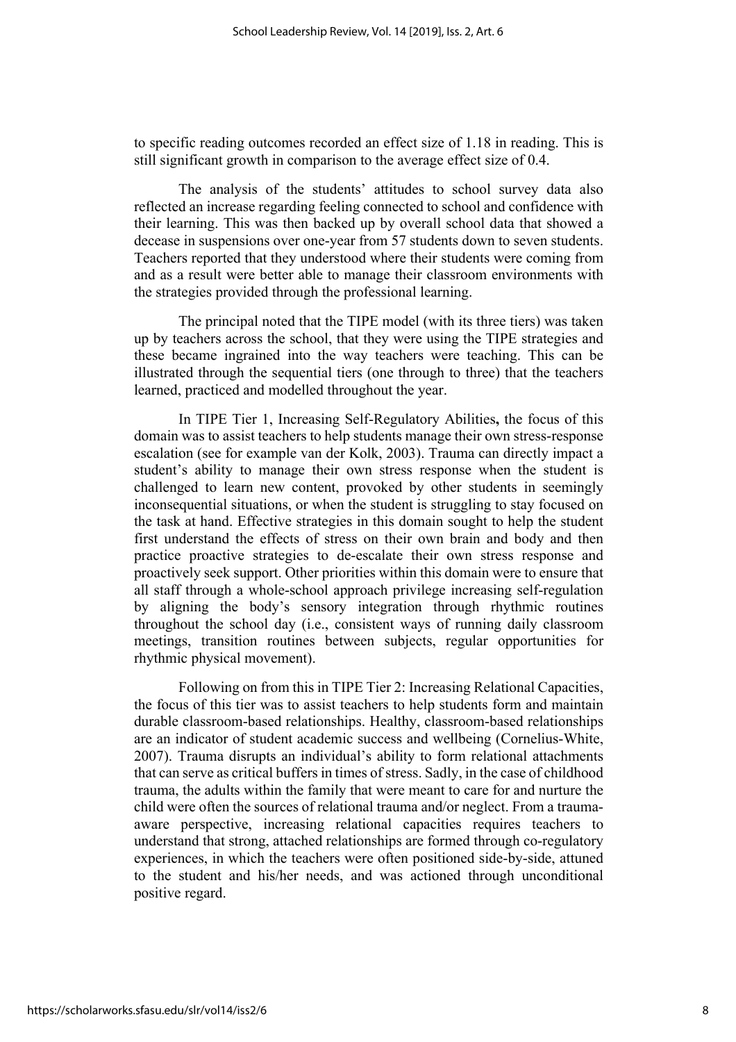to specific reading outcomes recorded an effect size of 1.18 in reading. This is still significant growth in comparison to the average effect size of 0.4.

The analysis of the students' attitudes to school survey data also reflected an increase regarding feeling connected to school and confidence with their learning. This was then backed up by overall school data that showed a decease in suspensions over one-year from 57 students down to seven students. Teachers reported that they understood where their students were coming from and as a result were better able to manage their classroom environments with the strategies provided through the professional learning.

The principal noted that the TIPE model (with its three tiers) was taken up by teachers across the school, that they were using the TIPE strategies and these became ingrained into the way teachers were teaching. This can be illustrated through the sequential tiers (one through to three) that the teachers learned, practiced and modelled throughout the year.

In TIPE Tier 1, Increasing Self-Regulatory Abilities**,** the focus of this domain was to assist teachers to help students manage their own stress-response escalation (see for example van der Kolk, 2003). Trauma can directly impact a student's ability to manage their own stress response when the student is challenged to learn new content, provoked by other students in seemingly inconsequential situations, or when the student is struggling to stay focused on the task at hand. Effective strategies in this domain sought to help the student first understand the effects of stress on their own brain and body and then practice proactive strategies to de-escalate their own stress response and proactively seek support. Other priorities within this domain were to ensure that all staff through a whole-school approach privilege increasing self-regulation by aligning the body's sensory integration through rhythmic routines throughout the school day (i.e., consistent ways of running daily classroom meetings, transition routines between subjects, regular opportunities for rhythmic physical movement).

Following on from this in TIPE Tier 2: Increasing Relational Capacities, the focus of this tier was to assist teachers to help students form and maintain durable classroom-based relationships. Healthy, classroom-based relationships are an indicator of student academic success and wellbeing (Cornelius-White, 2007). Trauma disrupts an individual's ability to form relational attachments that can serve as critical buffers in times of stress. Sadly, in the case of childhood trauma, the adults within the family that were meant to care for and nurture the child were often the sources of relational trauma and/or neglect. From a trauma-aware perspective, increasing relational capacities requires teachers to understand that strong, attached relationships are formed through co-regulatory experiences, in which the teachers were often positioned side-by-side, attuned to the student and his/her needs, and was actioned through unconditional positive regard.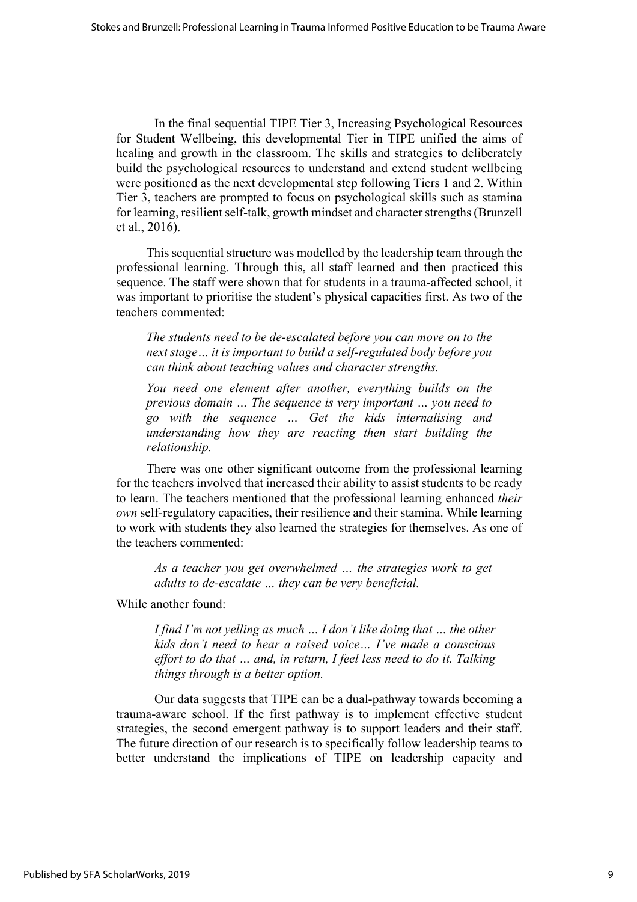In the final sequential TIPE Tier 3, Increasing Psychological Resources for Student Wellbeing, this developmental Tier in TIPE unified the aims of healing and growth in the classroom. The skills and strategies to deliberately build the psychological resources to understand and extend student wellbeing were positioned as the next developmental step following Tiers 1 and 2. Within Tier 3, teachers are prompted to focus on psychological skills such as stamina for learning, resilient self-talk, growth mindset and character strengths (Brunzell et al., 2016).

This sequential structure was modelled by the leadership team through the professional learning. Through this, all staff learned and then practiced this sequence. The staff were shown that for students in a trauma-affected school, it was important to prioritise the student's physical capacities first. As two of the teachers commented:

> *The students need to be de-escalated before you can move on to the next stage… it is important to build a self-regulated body before you can think about teaching values and character strengths.*

> *You need one element after another, everything builds on the previous domain … The sequence is very important … you need to go with the sequence … Get the kids internalising and understanding how they are reacting then start building the relationship.*

There was one other significant outcome from the professional learning for the teachers involved that increased their ability to assist students to be ready to learn. The teachers mentioned that the professional learning enhanced *their own* self-regulatory capacities, their resilience and their stamina. While learning to work with students they also learned the strategies for themselves. As one of the teachers commented:

> *As a teacher you get overwhelmed … the strategies work to get adults to de-escalate … they can be very beneficial.*

While another found:

> *I find I'm not yelling as much … I don't like doing that … the other kids don't need to hear a raised voice… I've made a conscious effort to do that … and, in return, I feel less need to do it. Talking things through is a better option.*

Our data suggests that TIPE can be a dual-pathway towards becoming a trauma-aware school. If the first pathway is to implement effective student strategies, the second emergent pathway is to support leaders and their staff. The future direction of our research is to specifically follow leadership teams to better understand the implications of TIPE on leadership capacity and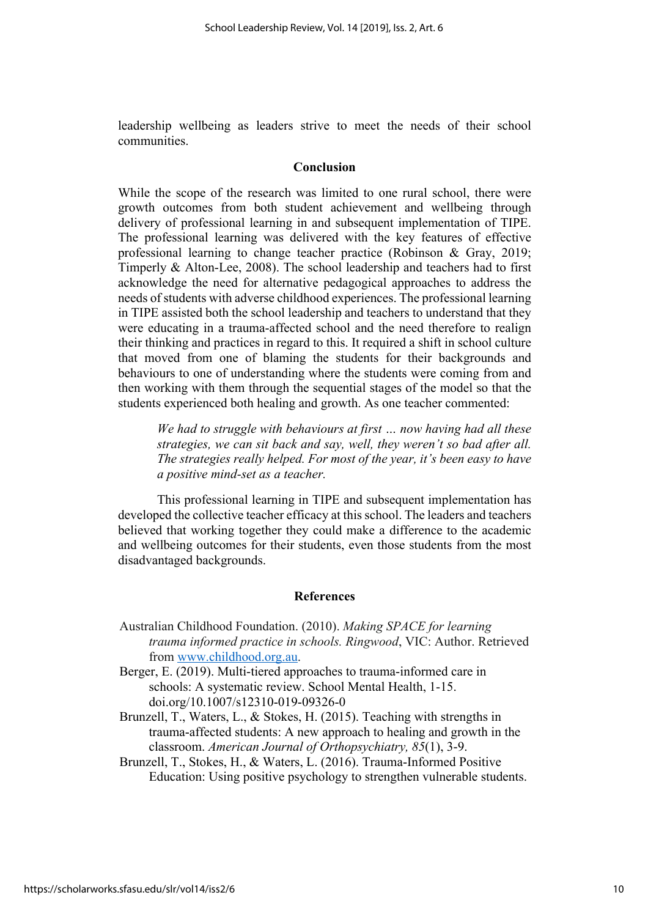leadership wellbeing as leaders strive to meet the needs of their school communities.

## Conclusion

While the scope of the research was limited to one rural school, there were growth outcomes from both student achievement and wellbeing through delivery of professional learning in and subsequent implementation of TIPE. The professional learning was delivered with the key features of effective professional learning to change teacher practice (Robinson & Gray, 2019; Timperly & Alton-Lee, 2008). The school leadership and teachers had to first acknowledge the need for alternative pedagogical approaches to address the needs of students with adverse childhood experiences. The professional learning in TIPE assisted both the school leadership and teachers to understand that they were educating in a trauma-affected school and the need therefore to realign their thinking and practices in regard to this. It required a shift in school culture that moved from one of blaming the students for their backgrounds and behaviours to one of understanding where the students were coming from and then working with them through the sequential stages of the model so that the students experienced both healing and growth. As one teacher commented:

> *We had to struggle with behaviours at first … now having had all these strategies, we can sit back and say, well, they weren't so bad after all. The strategies really helped. For most of the year, it's been easy to have a positive mind-set as a teacher.*

This professional learning in TIPE and subsequent implementation has developed the collective teacher efficacy at this school. The leaders and teachers believed that working together they could make a difference to the academic and wellbeing outcomes for their students, even those students from the most disadvantaged backgrounds.

## References

Australian Childhood Foundation. (2010). *Making SPACE for learning trauma informed practice in schools. Ringwood*, VIC: Author. Retrieved from www.childhood.org.au.

Berger, E. (2019). Multi-tiered approaches to trauma-informed care in schools: A systematic review. School Mental Health, 1-15. doi.org/10.1007/s12310-019-09326-0

Brunzell, T., Waters, L., & Stokes, H. (2015). Teaching with strengths in trauma-affected students: A new approach to healing and growth in the classroom. *American Journal of Orthopsychiatry, 85*(1), 3-9.

Brunzell, T., Stokes, H., & Waters, L. (2016). Trauma-Informed Positive Education: Using positive psychology to strengthen vulnerable students.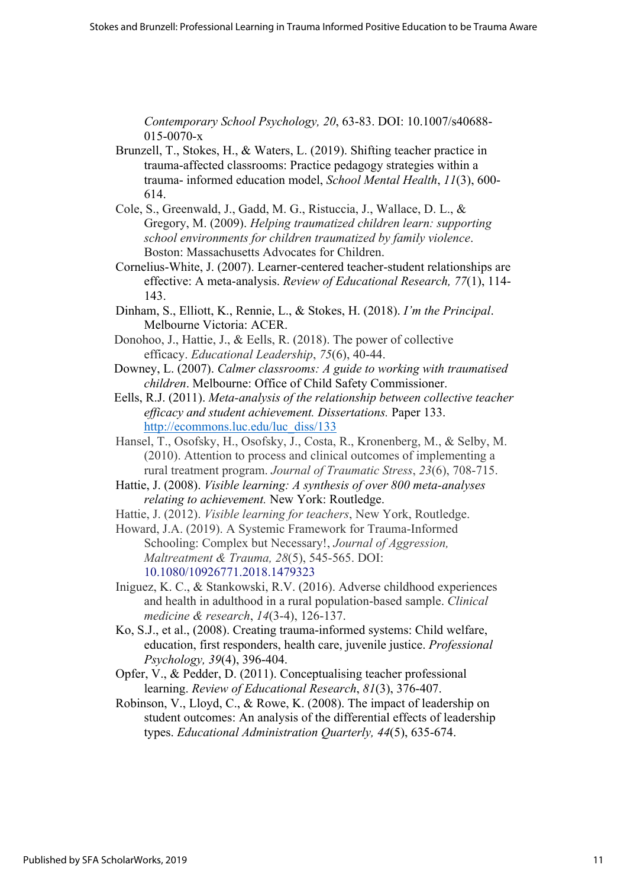*Contemporary School Psychology, 20*, 63-83. DOI: 10.1007/s40688-015-0070-x

Brunzell, T., Stokes, H., & Waters, L. (2019). Shifting teacher practice in trauma-affected classrooms: Practice pedagogy strategies within a trauma- informed education model, *School Mental Health*, *11*(3), 600-614.

Cole, S., Greenwald, J., Gadd, M. G., Ristuccia, J., Wallace, D. L., & Gregory, M. (2009). *Helping traumatized children learn: supporting school environments for children traumatized by family violence*. Boston: Massachusetts Advocates for Children.

Cornelius-White, J. (2007). Learner-centered teacher-student relationships are effective: A meta-analysis. *Review of Educational Research, 77*(1), 114-143.

Dinham, S., Elliott, K., Rennie, L., & Stokes, H. (2018). *I'm the Principal*. Melbourne Victoria: ACER.

Donohoo, J., Hattie, J., & Eells, R. (2018). The power of collective efficacy. *Educational Leadership*, *75*(6), 40-44.

Downey, L. (2007). *Calmer classrooms: A guide to working with traumatised children*. Melbourne: Office of Child Safety Commissioner.

Eells, R.J. (2011). *Meta-analysis of the relationship between collective teacher efficacy and student achievement. Dissertations.* Paper 133. http://ecommons.luc.edu/luc_diss/133

Hansel, T., Osofsky, H., Osofsky, J., Costa, R., Kronenberg, M., & Selby, M. (2010). Attention to process and clinical outcomes of implementing a rural treatment program. *Journal of Traumatic Stress*, *23*(6), 708-715.

Hattie, J. (2008). *Visible learning: A synthesis of over 800 meta-analyses relating to achievement.* New York: Routledge.

Hattie, J. (2012). *Visible learning for teachers*, New York, Routledge.

Howard, J.A. (2019). A Systemic Framework for Trauma-Informed Schooling: Complex but Necessary!, *Journal of Aggression, Maltreatment & Trauma, 28*(5), 545-565. DOI: 10.1080/10926771.2018.1479323

Iniguez, K. C., & Stankowski, R.V. (2016). Adverse childhood experiences and health in adulthood in a rural population-based sample. *Clinical medicine & research*, *14*(3-4), 126-137.

Ko, S.J., et al., (2008). Creating trauma-informed systems: Child welfare, education, first responders, health care, juvenile justice. *Professional Psychology, 39*(4), 396-404.

Opfer, V., & Pedder, D. (2011). Conceptualising teacher professional learning. *Review of Educational Research*, *81*(3), 376-407.

Robinson, V., Lloyd, C., & Rowe, K. (2008). The impact of leadership on student outcomes: An analysis of the differential effects of leadership types. *Educational Administration Quarterly, 44*(5), 635-674.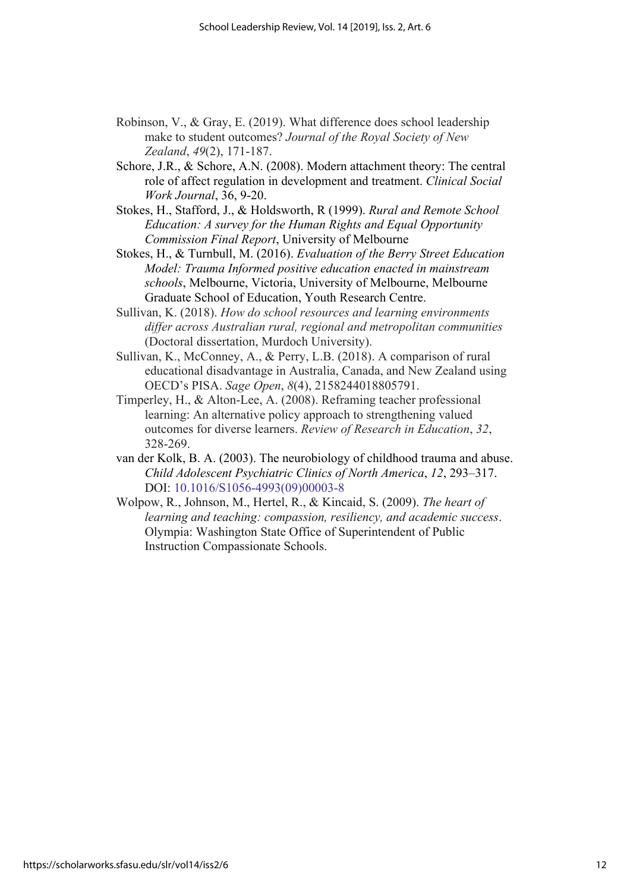Robinson, V., & Gray, E. (2019). What difference does school leadership make to student outcomes? *Journal of the Royal Society of New Zealand*, *49*(2), 171-187.

Schore, J.R., & Schore, A.N. (2008). Modern attachment theory: The central role of affect regulation in development and treatment. *Clinical Social Work Journal*, 36, 9-20.

Stokes, H., Stafford, J., & Holdsworth, R (1999). *Rural and Remote School Education: A survey for the Human Rights and Equal Opportunity Commission Final Report*, University of Melbourne

Stokes, H., & Turnbull, M. (2016). *Evaluation of the Berry Street Education Model: Trauma Informed positive education enacted in mainstream schools*, Melbourne, Victoria, University of Melbourne, Melbourne Graduate School of Education, Youth Research Centre.

Sullivan, K. (2018). *How do school resources and learning environments differ across Australian rural, regional and metropolitan communities* (Doctoral dissertation, Murdoch University).

Sullivan, K., McConney, A., & Perry, L.B. (2018). A comparison of rural educational disadvantage in Australia, Canada, and New Zealand using OECD's PISA. *Sage Open*, *8*(4), 2158244018805791.

Timperley, H., & Alton-Lee, A. (2008). Reframing teacher professional learning: An alternative policy approach to strengthening valued outcomes for diverse learners. *Review of Research in Education*, *32*, 328-269.

van der Kolk, B. A. (2003). The neurobiology of childhood trauma and abuse. *Child Adolescent Psychiatric Clinics of North America*, *12*, 293–317. DOI: 10.1016/S1056-4993(09)00003-8

Wolpow, R., Johnson, M., Hertel, R., & Kincaid, S. (2009). *The heart of learning and teaching: compassion, resiliency, and academic success*. Olympia: Washington State Office of Superintendent of Public Instruction Compassionate Schools.